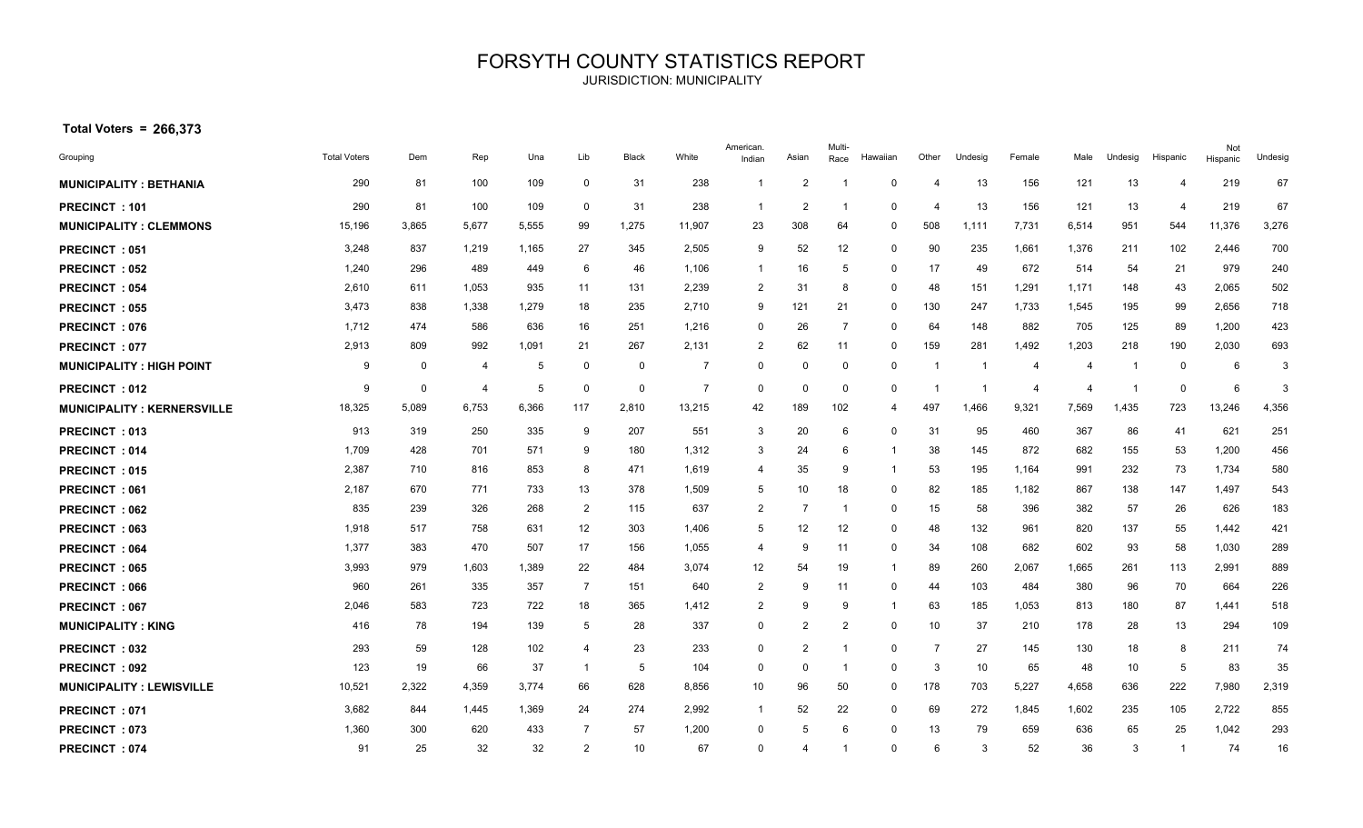# FORSYTH COUNTY STATISTICS REPORT

JURISDICTION: MUNICIPALITY

**Total Voters = 266,373**

| Grouping | Total Voters | Dem | Rep | Una | Lib | Black | White | American. Indian | Asian | Multi-Race | Hawaiian | Other | Undesig | Female | Male | Undesig | Hispanic | Not Hispanic | Undesig |
|---|---|---|---|---|---|---|---|---|---|---|---|---|---|---|---|---|---|---|---|
| **MUNICIPALITY : BETHANIA** | 290 | 81 | 100 | 109 | 0 | 31 | 238 | 1 | 2 | 1 | 0 | 4 | 13 | 156 | 121 | 13 | 4 | 219 | 67 |
| **PRECINCT : 101** | 290 | 81 | 100 | 109 | 0 | 31 | 238 | 1 | 2 | 1 | 0 | 4 | 13 | 156 | 121 | 13 | 4 | 219 | 67 |
| **MUNICIPALITY : CLEMMONS** | 15,196 | 3,865 | 5,677 | 5,555 | 99 | 1,275 | 11,907 | 23 | 308 | 64 | 0 | 508 | 1,111 | 7,731 | 6,514 | 951 | 544 | 11,376 | 3,276 |
| **PRECINCT : 051** | 3,248 | 837 | 1,219 | 1,165 | 27 | 345 | 2,505 | 9 | 52 | 12 | 0 | 90 | 235 | 1,661 | 1,376 | 211 | 102 | 2,446 | 700 |
| **PRECINCT : 052** | 1,240 | 296 | 489 | 449 | 6 | 46 | 1,106 | 1 | 16 | 5 | 0 | 17 | 49 | 672 | 514 | 54 | 21 | 979 | 240 |
| **PRECINCT : 054** | 2,610 | 611 | 1,053 | 935 | 11 | 131 | 2,239 | 2 | 31 | 8 | 0 | 48 | 151 | 1,291 | 1,171 | 148 | 43 | 2,065 | 502 |
| **PRECINCT : 055** | 3,473 | 838 | 1,338 | 1,279 | 18 | 235 | 2,710 | 9 | 121 | 21 | 0 | 130 | 247 | 1,733 | 1,545 | 195 | 99 | 2,656 | 718 |
| **PRECINCT : 076** | 1,712 | 474 | 586 | 636 | 16 | 251 | 1,216 | 0 | 26 | 7 | 0 | 64 | 148 | 882 | 705 | 125 | 89 | 1,200 | 423 |
| **PRECINCT : 077** | 2,913 | 809 | 992 | 1,091 | 21 | 267 | 2,131 | 2 | 62 | 11 | 0 | 159 | 281 | 1,492 | 1,203 | 218 | 190 | 2,030 | 693 |
| **MUNICIPALITY : HIGH POINT** | 9 | 0 | 4 | 5 | 0 | 0 | 7 | 0 | 0 | 0 | 0 | 1 | 1 | 4 | 4 | 1 | 0 | 6 | 3 |
| **PRECINCT : 012** | 9 | 0 | 4 | 5 | 0 | 0 | 7 | 0 | 0 | 0 | 0 | 1 | 1 | 4 | 4 | 1 | 0 | 6 | 3 |
| **MUNICIPALITY : KERNERSVILLE** | 18,325 | 5,089 | 6,753 | 6,366 | 117 | 2,810 | 13,215 | 42 | 189 | 102 | 4 | 497 | 1,466 | 9,321 | 7,569 | 1,435 | 723 | 13,246 | 4,356 |
| **PRECINCT : 013** | 913 | 319 | 250 | 335 | 9 | 207 | 551 | 3 | 20 | 6 | 0 | 31 | 95 | 460 | 367 | 86 | 41 | 621 | 251 |
| **PRECINCT : 014** | 1,709 | 428 | 701 | 571 | 9 | 180 | 1,312 | 3 | 24 | 6 | 1 | 38 | 145 | 872 | 682 | 155 | 53 | 1,200 | 456 |
| **PRECINCT : 015** | 2,387 | 710 | 816 | 853 | 8 | 471 | 1,619 | 4 | 35 | 9 | 1 | 53 | 195 | 1,164 | 991 | 232 | 73 | 1,734 | 580 |
| **PRECINCT : 061** | 2,187 | 670 | 771 | 733 | 13 | 378 | 1,509 | 5 | 10 | 18 | 0 | 82 | 185 | 1,182 | 867 | 138 | 147 | 1,497 | 543 |
| **PRECINCT : 062** | 835 | 239 | 326 | 268 | 2 | 115 | 637 | 2 | 7 | 1 | 0 | 15 | 58 | 396 | 382 | 57 | 26 | 626 | 183 |
| **PRECINCT : 063** | 1,918 | 517 | 758 | 631 | 12 | 303 | 1,406 | 5 | 12 | 12 | 0 | 48 | 132 | 961 | 820 | 137 | 55 | 1,442 | 421 |
| **PRECINCT : 064** | 1,377 | 383 | 470 | 507 | 17 | 156 | 1,055 | 4 | 9 | 11 | 0 | 34 | 108 | 682 | 602 | 93 | 58 | 1,030 | 289 |
| **PRECINCT : 065** | 3,993 | 979 | 1,603 | 1,389 | 22 | 484 | 3,074 | 12 | 54 | 19 | 1 | 89 | 260 | 2,067 | 1,665 | 261 | 113 | 2,991 | 889 |
| **PRECINCT : 066** | 960 | 261 | 335 | 357 | 7 | 151 | 640 | 2 | 9 | 11 | 0 | 44 | 103 | 484 | 380 | 96 | 70 | 664 | 226 |
| **PRECINCT : 067** | 2,046 | 583 | 723 | 722 | 18 | 365 | 1,412 | 2 | 9 | 9 | 1 | 63 | 185 | 1,053 | 813 | 180 | 87 | 1,441 | 518 |
| **MUNICIPALITY : KING** | 416 | 78 | 194 | 139 | 5 | 28 | 337 | 0 | 2 | 2 | 0 | 10 | 37 | 210 | 178 | 28 | 13 | 294 | 109 |
| **PRECINCT : 032** | 293 | 59 | 128 | 102 | 4 | 23 | 233 | 0 | 2 | 1 | 0 | 7 | 27 | 145 | 130 | 18 | 8 | 211 | 74 |
| **PRECINCT : 092** | 123 | 19 | 66 | 37 | 1 | 5 | 104 | 0 | 0 | 1 | 0 | 3 | 10 | 65 | 48 | 10 | 5 | 83 | 35 |
| **MUNICIPALITY : LEWISVILLE** | 10,521 | 2,322 | 4,359 | 3,774 | 66 | 628 | 8,856 | 10 | 96 | 50 | 0 | 178 | 703 | 5,227 | 4,658 | 636 | 222 | 7,980 | 2,319 |
| **PRECINCT : 071** | 3,682 | 844 | 1,445 | 1,369 | 24 | 274 | 2,992 | 1 | 52 | 22 | 0 | 69 | 272 | 1,845 | 1,602 | 235 | 105 | 2,722 | 855 |
| **PRECINCT : 073** | 1,360 | 300 | 620 | 433 | 7 | 57 | 1,200 | 0 | 5 | 6 | 0 | 13 | 79 | 659 | 636 | 65 | 25 | 1,042 | 293 |
| **PRECINCT : 074** | 91 | 25 | 32 | 32 | 2 | 10 | 67 | 0 | 4 | 1 | 0 | 6 | 3 | 52 | 36 | 3 | 1 | 74 | 16 |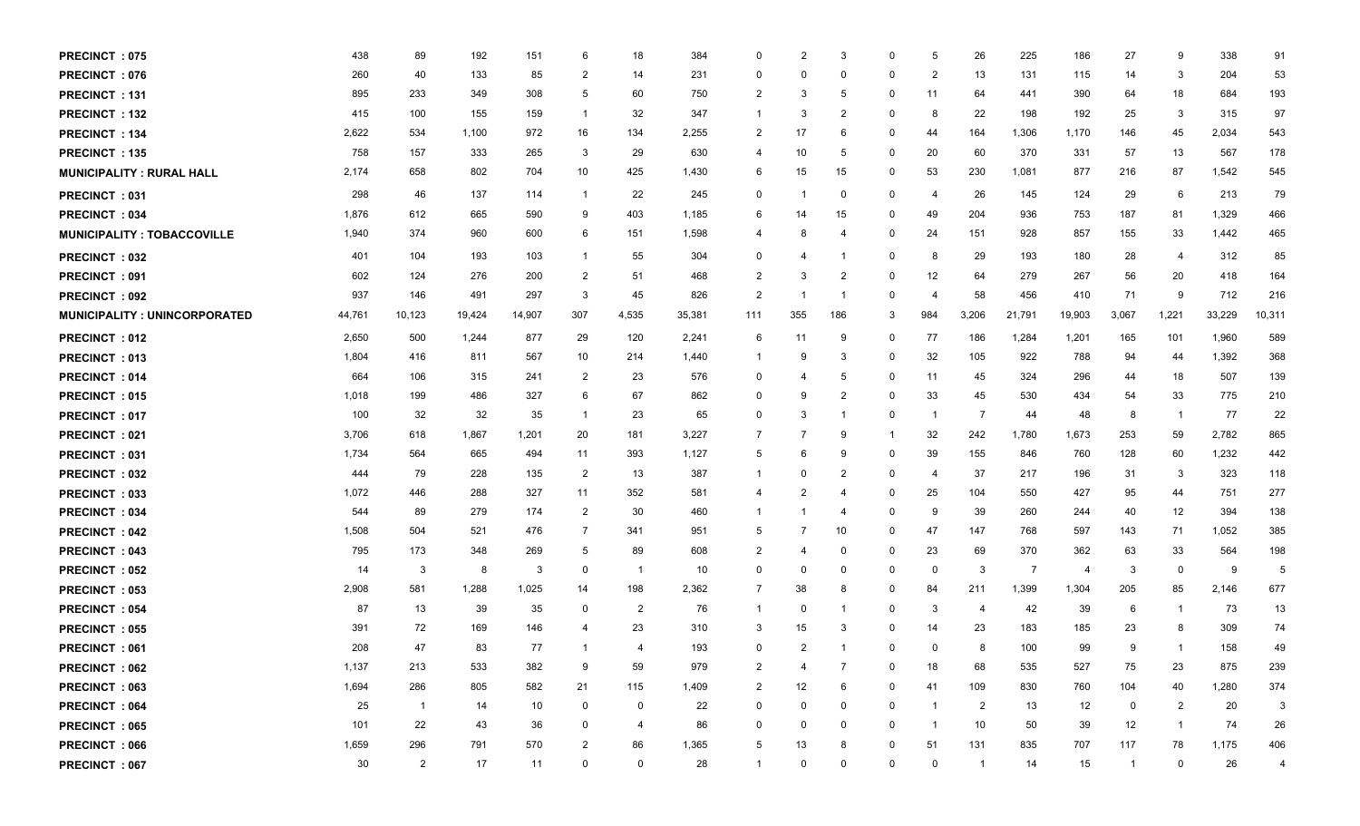| | | | | | | | | | | | | | | | | | | | |
|---|---|---|---|---|---|---|---|---|---|---|---|---|---|---|---|---|---|---|---|
| **PRECINCT : 075** | 438 | 89 | 192 | 151 | 6 | 18 | 384 | 0 | 2 | 3 | 0 | 5 | 26 | 225 | 186 | 27 | 9 | 338 | 91 |
| **PRECINCT : 076** | 260 | 40 | 133 | 85 | 2 | 14 | 231 | 0 | 0 | 0 | 0 | 2 | 13 | 131 | 115 | 14 | 3 | 204 | 53 |
| **PRECINCT : 131** | 895 | 233 | 349 | 308 | 5 | 60 | 750 | 2 | 3 | 5 | 0 | 11 | 64 | 441 | 390 | 64 | 18 | 684 | 193 |
| **PRECINCT : 132** | 415 | 100 | 155 | 159 | 1 | 32 | 347 | 1 | 3 | 2 | 0 | 8 | 22 | 198 | 192 | 25 | 3 | 315 | 97 |
| **PRECINCT : 134** | 2,622 | 534 | 1,100 | 972 | 16 | 134 | 2,255 | 2 | 17 | 6 | 0 | 44 | 164 | 1,306 | 1,170 | 146 | 45 | 2,034 | 543 |
| **PRECINCT : 135** | 758 | 157 | 333 | 265 | 3 | 29 | 630 | 4 | 10 | 5 | 0 | 20 | 60 | 370 | 331 | 57 | 13 | 567 | 178 |
| **MUNICIPALITY : RURAL HALL** | 2,174 | 658 | 802 | 704 | 10 | 425 | 1,430 | 6 | 15 | 15 | 0 | 53 | 230 | 1,081 | 877 | 216 | 87 | 1,542 | 545 |
| **PRECINCT : 031** | 298 | 46 | 137 | 114 | 1 | 22 | 245 | 0 | 1 | 0 | 0 | 4 | 26 | 145 | 124 | 29 | 6 | 213 | 79 |
| **PRECINCT : 034** | 1,876 | 612 | 665 | 590 | 9 | 403 | 1,185 | 6 | 14 | 15 | 0 | 49 | 204 | 936 | 753 | 187 | 81 | 1,329 | 466 |
| **MUNICIPALITY : TOBACCOVILLE** | 1,940 | 374 | 960 | 600 | 6 | 151 | 1,598 | 4 | 8 | 4 | 0 | 24 | 151 | 928 | 857 | 155 | 33 | 1,442 | 465 |
| **PRECINCT : 032** | 401 | 104 | 193 | 103 | 1 | 55 | 304 | 0 | 4 | 1 | 0 | 8 | 29 | 193 | 180 | 28 | 4 | 312 | 85 |
| **PRECINCT : 091** | 602 | 124 | 276 | 200 | 2 | 51 | 468 | 2 | 3 | 2 | 0 | 12 | 64 | 279 | 267 | 56 | 20 | 418 | 164 |
| **PRECINCT : 092** | 937 | 146 | 491 | 297 | 3 | 45 | 826 | 2 | 1 | 1 | 0 | 4 | 58 | 456 | 410 | 71 | 9 | 712 | 216 |
| **MUNICIPALITY : UNINCORPORATED** | 44,761 | 10,123 | 19,424 | 14,907 | 307 | 4,535 | 35,381 | 111 | 355 | 186 | 3 | 984 | 3,206 | 21,791 | 19,903 | 3,067 | 1,221 | 33,229 | 10,311 |
| **PRECINCT : 012** | 2,650 | 500 | 1,244 | 877 | 29 | 120 | 2,241 | 6 | 11 | 9 | 0 | 77 | 186 | 1,284 | 1,201 | 165 | 101 | 1,960 | 589 |
| **PRECINCT : 013** | 1,804 | 416 | 811 | 567 | 10 | 214 | 1,440 | 1 | 9 | 3 | 0 | 32 | 105 | 922 | 788 | 94 | 44 | 1,392 | 368 |
| **PRECINCT : 014** | 664 | 106 | 315 | 241 | 2 | 23 | 576 | 0 | 4 | 5 | 0 | 11 | 45 | 324 | 296 | 44 | 18 | 507 | 139 |
| **PRECINCT : 015** | 1,018 | 199 | 486 | 327 | 6 | 67 | 862 | 0 | 9 | 2 | 0 | 33 | 45 | 530 | 434 | 54 | 33 | 775 | 210 |
| **PRECINCT : 017** | 100 | 32 | 32 | 35 | 1 | 23 | 65 | 0 | 3 | 1 | 0 | 1 | 7 | 44 | 48 | 8 | 1 | 77 | 22 |
| **PRECINCT : 021** | 3,706 | 618 | 1,867 | 1,201 | 20 | 181 | 3,227 | 7 | 7 | 9 | 1 | 32 | 242 | 1,780 | 1,673 | 253 | 59 | 2,782 | 865 |
| **PRECINCT : 031** | 1,734 | 564 | 665 | 494 | 11 | 393 | 1,127 | 5 | 6 | 9 | 0 | 39 | 155 | 846 | 760 | 128 | 60 | 1,232 | 442 |
| **PRECINCT : 032** | 444 | 79 | 228 | 135 | 2 | 13 | 387 | 1 | 0 | 2 | 0 | 4 | 37 | 217 | 196 | 31 | 3 | 323 | 118 |
| **PRECINCT : 033** | 1,072 | 446 | 288 | 327 | 11 | 352 | 581 | 4 | 2 | 4 | 0 | 25 | 104 | 550 | 427 | 95 | 44 | 751 | 277 |
| **PRECINCT : 034** | 544 | 89 | 279 | 174 | 2 | 30 | 460 | 1 | 1 | 4 | 0 | 9 | 39 | 260 | 244 | 40 | 12 | 394 | 138 |
| **PRECINCT : 042** | 1,508 | 504 | 521 | 476 | 7 | 341 | 951 | 5 | 7 | 10 | 0 | 47 | 147 | 768 | 597 | 143 | 71 | 1,052 | 385 |
| **PRECINCT : 043** | 795 | 173 | 348 | 269 | 5 | 89 | 608 | 2 | 4 | 0 | 0 | 23 | 69 | 370 | 362 | 63 | 33 | 564 | 198 |
| **PRECINCT : 052** | 14 | 3 | 8 | 3 | 0 | 1 | 10 | 0 | 0 | 0 | 0 | 0 | 3 | 7 | 4 | 3 | 0 | 9 | 5 |
| **PRECINCT : 053** | 2,908 | 581 | 1,288 | 1,025 | 14 | 198 | 2,362 | 7 | 38 | 8 | 0 | 84 | 211 | 1,399 | 1,304 | 205 | 85 | 2,146 | 677 |
| **PRECINCT : 054** | 87 | 13 | 39 | 35 | 0 | 2 | 76 | 1 | 0 | 1 | 0 | 3 | 4 | 42 | 39 | 6 | 1 | 73 | 13 |
| **PRECINCT : 055** | 391 | 72 | 169 | 146 | 4 | 23 | 310 | 3 | 15 | 3 | 0 | 14 | 23 | 183 | 185 | 23 | 8 | 309 | 74 |
| **PRECINCT : 061** | 208 | 47 | 83 | 77 | 1 | 4 | 193 | 0 | 2 | 1 | 0 | 0 | 8 | 100 | 99 | 9 | 1 | 158 | 49 |
| **PRECINCT : 062** | 1,137 | 213 | 533 | 382 | 9 | 59 | 979 | 2 | 4 | 7 | 0 | 18 | 68 | 535 | 527 | 75 | 23 | 875 | 239 |
| **PRECINCT : 063** | 1,694 | 286 | 805 | 582 | 21 | 115 | 1,409 | 2 | 12 | 6 | 0 | 41 | 109 | 830 | 760 | 104 | 40 | 1,280 | 374 |
| **PRECINCT : 064** | 25 | 1 | 14 | 10 | 0 | 0 | 22 | 0 | 0 | 0 | 0 | 1 | 2 | 13 | 12 | 0 | 2 | 20 | 3 |
| **PRECINCT : 065** | 101 | 22 | 43 | 36 | 0 | 4 | 86 | 0 | 0 | 0 | 0 | 1 | 10 | 50 | 39 | 12 | 1 | 74 | 26 |
| **PRECINCT : 066** | 1,659 | 296 | 791 | 570 | 2 | 86 | 1,365 | 5 | 13 | 8 | 0 | 51 | 131 | 835 | 707 | 117 | 78 | 1,175 | 406 |
| **PRECINCT : 067** | 30 | 2 | 17 | 11 | 0 | 0 | 28 | 1 | 0 | 0 | 0 | 0 | 1 | 14 | 15 | 1 | 0 | 26 | 4 |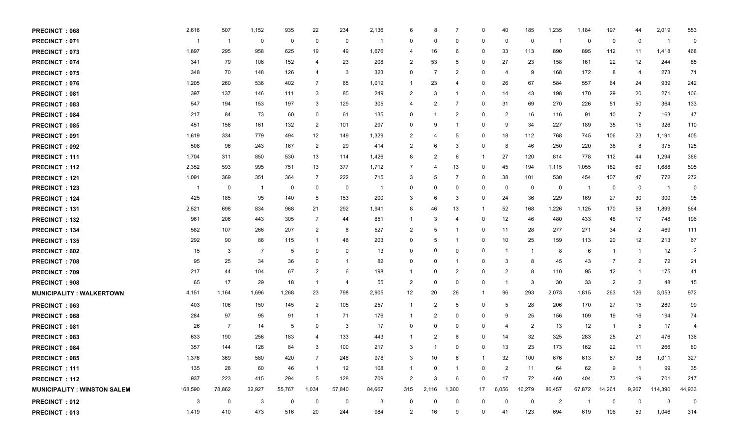| | | | | | | | | | | | | | | | | | | | |
|---|---|---|---|---|---|---|---|---|---|---|---|---|---|---|---|---|---|---|---|
| **PRECINCT : 068** | 2,616 | 507 | 1,152 | 935 | 22 | 234 | 2,136 | 6 | 8 | 7 | 0 | 40 | 185 | 1,235 | 1,184 | 197 | 44 | 2,019 | 553 |
| **PRECINCT : 071** | 1 | 1 | 0 | 0 | 0 | 0 | 1 | 0 | 0 | 0 | 0 | 0 | 0 | 1 | 0 | 0 | 0 | 1 | 0 |
| **PRECINCT : 073** | 1,897 | 295 | 958 | 625 | 19 | 49 | 1,676 | 4 | 16 | 6 | 0 | 33 | 113 | 890 | 895 | 112 | 11 | 1,418 | 468 |
| **PRECINCT : 074** | 341 | 79 | 106 | 152 | 4 | 23 | 208 | 2 | 53 | 5 | 0 | 27 | 23 | 158 | 161 | 22 | 12 | 244 | 85 |
| **PRECINCT : 075** | 348 | 70 | 148 | 126 | 4 | 3 | 323 | 0 | 7 | 2 | 0 | 4 | 9 | 168 | 172 | 8 | 4 | 273 | 71 |
| **PRECINCT : 076** | 1,205 | 260 | 536 | 402 | 7 | 65 | 1,019 | 1 | 23 | 4 | 0 | 26 | 67 | 584 | 557 | 64 | 24 | 939 | 242 |
| **PRECINCT : 081** | 397 | 137 | 146 | 111 | 3 | 85 | 249 | 2 | 3 | 1 | 0 | 14 | 43 | 198 | 170 | 29 | 20 | 271 | 106 |
| **PRECINCT : 083** | 547 | 194 | 153 | 197 | 3 | 129 | 305 | 4 | 2 | 7 | 0 | 31 | 69 | 270 | 226 | 51 | 50 | 364 | 133 |
| **PRECINCT : 084** | 217 | 84 | 73 | 60 | 0 | 61 | 135 | 0 | 1 | 2 | 0 | 2 | 16 | 116 | 91 | 10 | 7 | 163 | 47 |
| **PRECINCT : 085** | 451 | 156 | 161 | 132 | 2 | 101 | 297 | 0 | 9 | 1 | 0 | 9 | 34 | 227 | 189 | 35 | 15 | 326 | 110 |
| **PRECINCT : 091** | 1,619 | 334 | 779 | 494 | 12 | 149 | 1,329 | 2 | 4 | 5 | 0 | 18 | 112 | 768 | 745 | 106 | 23 | 1,191 | 405 |
| **PRECINCT : 092** | 508 | 96 | 243 | 167 | 2 | 29 | 414 | 2 | 6 | 3 | 0 | 8 | 46 | 250 | 220 | 38 | 8 | 375 | 125 |
| **PRECINCT : 111** | 1,704 | 311 | 850 | 530 | 13 | 114 | 1,426 | 8 | 2 | 6 | 1 | 27 | 120 | 814 | 778 | 112 | 44 | 1,294 | 366 |
| **PRECINCT : 112** | 2,352 | 593 | 995 | 751 | 13 | 377 | 1,712 | 7 | 4 | 13 | 0 | 45 | 194 | 1,115 | 1,055 | 182 | 69 | 1,688 | 595 |
| **PRECINCT : 121** | 1,091 | 369 | 351 | 364 | 7 | 222 | 715 | 3 | 5 | 7 | 0 | 38 | 101 | 530 | 454 | 107 | 47 | 772 | 272 |
| **PRECINCT : 123** | 1 | 0 | 1 | 0 | 0 | 0 | 1 | 0 | 0 | 0 | 0 | 0 | 0 | 0 | 1 | 0 | 0 | 1 | 0 |
| **PRECINCT : 124** | 425 | 185 | 95 | 140 | 5 | 153 | 200 | 3 | 6 | 3 | 0 | 24 | 36 | 229 | 169 | 27 | 30 | 300 | 95 |
| **PRECINCT : 131** | 2,521 | 698 | 834 | 968 | 21 | 292 | 1,941 | 8 | 46 | 13 | 1 | 52 | 168 | 1,226 | 1,125 | 170 | 58 | 1,899 | 564 |
| **PRECINCT : 132** | 961 | 206 | 443 | 305 | 7 | 44 | 851 | 1 | 3 | 4 | 0 | 12 | 46 | 480 | 433 | 48 | 17 | 748 | 196 |
| **PRECINCT : 134** | 582 | 107 | 266 | 207 | 2 | 8 | 527 | 2 | 5 | 1 | 0 | 11 | 28 | 277 | 271 | 34 | 2 | 469 | 111 |
| **PRECINCT : 135** | 292 | 90 | 86 | 115 | 1 | 48 | 203 | 0 | 5 | 1 | 0 | 10 | 25 | 159 | 113 | 20 | 12 | 213 | 67 |
| **PRECINCT : 602** | 15 | 3 | 7 | 5 | 0 | 0 | 13 | 0 | 0 | 0 | 0 | 1 | 1 | 8 | 6 | 1 | 1 | 12 | 2 |
| **PRECINCT : 708** | 95 | 25 | 34 | 36 | 0 | 1 | 82 | 0 | 0 | 1 | 0 | 3 | 8 | 45 | 43 | 7 | 2 | 72 | 21 |
| **PRECINCT : 709** | 217 | 44 | 104 | 67 | 2 | 6 | 198 | 1 | 0 | 2 | 0 | 2 | 8 | 110 | 95 | 12 | 1 | 175 | 41 |
| **PRECINCT : 908** | 65 | 17 | 29 | 18 | 1 | 4 | 55 | 2 | 0 | 0 | 0 | 1 | 3 | 30 | 33 | 2 | 2 | 48 | 15 |
| **MUNICIPALITY : WALKERTOWN** | 4,151 | 1,164 | 1,696 | 1,268 | 23 | 798 | 2,905 | 12 | 20 | 26 | 1 | 96 | 293 | 2,073 | 1,815 | 263 | 126 | 3,053 | 972 |
| **PRECINCT : 063** | 403 | 106 | 150 | 145 | 2 | 105 | 257 | 1 | 2 | 5 | 0 | 5 | 28 | 206 | 170 | 27 | 15 | 289 | 99 |
| **PRECINCT : 068** | 284 | 97 | 95 | 91 | 1 | 71 | 176 | 1 | 2 | 0 | 0 | 9 | 25 | 156 | 109 | 19 | 16 | 194 | 74 |
| **PRECINCT : 081** | 26 | 7 | 14 | 5 | 0 | 3 | 17 | 0 | 0 | 0 | 0 | 4 | 2 | 13 | 12 | 1 | 5 | 17 | 4 |
| **PRECINCT : 083** | 633 | 190 | 256 | 183 | 4 | 133 | 443 | 1 | 2 | 8 | 0 | 14 | 32 | 325 | 283 | 25 | 21 | 476 | 136 |
| **PRECINCT : 084** | 357 | 144 | 126 | 84 | 3 | 100 | 217 | 3 | 1 | 0 | 0 | 13 | 23 | 173 | 162 | 22 | 11 | 266 | 80 |
| **PRECINCT : 085** | 1,376 | 369 | 580 | 420 | 7 | 246 | 978 | 3 | 10 | 6 | 1 | 32 | 100 | 676 | 613 | 87 | 38 | 1,011 | 327 |
| **PRECINCT : 111** | 135 | 28 | 60 | 46 | 1 | 12 | 108 | 1 | 0 | 1 | 0 | 2 | 11 | 64 | 62 | 9 | 1 | 99 | 35 |
| **PRECINCT : 112** | 937 | 223 | 415 | 294 | 5 | 128 | 709 | 2 | 3 | 6 | 0 | 17 | 72 | 460 | 404 | 73 | 19 | 701 | 217 |
| **MUNICIPALITY : WINSTON SALEM** | 168,590 | 78,862 | 32,927 | 55,767 | 1,034 | 57,840 | 84,667 | 315 | 2,116 | 1,300 | 17 | 6,056 | 16,279 | 86,457 | 67,872 | 14,261 | 9,267 | 114,390 | 44,933 |
| **PRECINCT : 012** | 3 | 0 | 3 | 0 | 0 | 0 | 3 | 0 | 0 | 0 | 0 | 0 | 0 | 2 | 1 | 0 | 0 | 3 | 0 |
| **PRECINCT : 013** | 1,419 | 410 | 473 | 516 | 20 | 244 | 984 | 2 | 16 | 9 | 0 | 41 | 123 | 694 | 619 | 106 | 59 | 1,046 | 314 |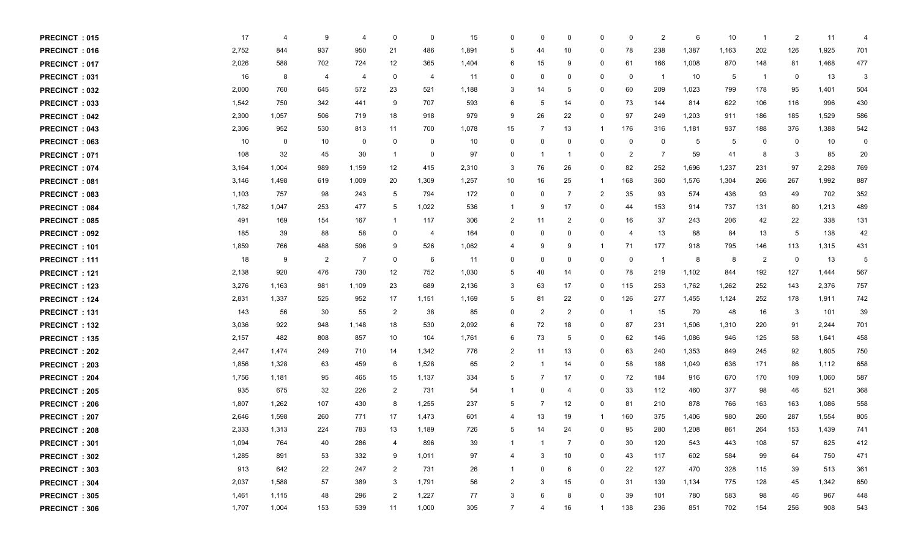| | | | | | | | | | | | | | | | | | | | | |
|---|---|---|---|---|---|---|---|---|---|---|---|---|---|---|---|---|---|---|---|---|
| PRECINCT : 015 | 17 | 4 | 9 | 4 | 0 | 0 | 15 | 0 | 0 | 0 | 0 | 0 | 2 | 6 | 10 | 1 | 2 | 11 | 4 |
| PRECINCT : 016 | 2,752 | 844 | 937 | 950 | 21 | 486 | 1,891 | 5 | 44 | 10 | 0 | 78 | 238 | 1,387 | 1,163 | 202 | 126 | 1,925 | 701 |
| PRECINCT : 017 | 2,026 | 588 | 702 | 724 | 12 | 365 | 1,404 | 6 | 15 | 9 | 0 | 61 | 166 | 1,008 | 870 | 148 | 81 | 1,468 | 477 |
| PRECINCT : 031 | 16 | 8 | 4 | 4 | 0 | 4 | 11 | 0 | 0 | 0 | 0 | 0 | 1 | 10 | 5 | 1 | 0 | 13 | 3 |
| PRECINCT : 032 | 2,000 | 760 | 645 | 572 | 23 | 521 | 1,188 | 3 | 14 | 5 | 0 | 60 | 209 | 1,023 | 799 | 178 | 95 | 1,401 | 504 |
| PRECINCT : 033 | 1,542 | 750 | 342 | 441 | 9 | 707 | 593 | 6 | 5 | 14 | 0 | 73 | 144 | 814 | 622 | 106 | 116 | 996 | 430 |
| PRECINCT : 042 | 2,300 | 1,057 | 506 | 719 | 18 | 918 | 979 | 9 | 26 | 22 | 0 | 97 | 249 | 1,203 | 911 | 186 | 185 | 1,529 | 586 |
| PRECINCT : 043 | 2,306 | 952 | 530 | 813 | 11 | 700 | 1,078 | 15 | 7 | 13 | 1 | 176 | 316 | 1,181 | 937 | 188 | 376 | 1,388 | 542 |
| PRECINCT : 063 | 10 | 0 | 10 | 0 | 0 | 0 | 10 | 0 | 0 | 0 | 0 | 0 | 0 | 5 | 5 | 0 | 0 | 10 | 0 |
| PRECINCT : 071 | 108 | 32 | 45 | 30 | 1 | 0 | 97 | 0 | 1 | 1 | 0 | 2 | 7 | 59 | 41 | 8 | 3 | 85 | 20 |
| PRECINCT : 074 | 3,164 | 1,004 | 989 | 1,159 | 12 | 415 | 2,310 | 3 | 76 | 26 | 0 | 82 | 252 | 1,696 | 1,237 | 231 | 97 | 2,298 | 769 |
| PRECINCT : 081 | 3,146 | 1,498 | 619 | 1,009 | 20 | 1,309 | 1,257 | 10 | 16 | 25 | 1 | 168 | 360 | 1,576 | 1,304 | 266 | 267 | 1,992 | 887 |
| PRECINCT : 083 | 1,103 | 757 | 98 | 243 | 5 | 794 | 172 | 0 | 0 | 7 | 2 | 35 | 93 | 574 | 436 | 93 | 49 | 702 | 352 |
| PRECINCT : 084 | 1,782 | 1,047 | 253 | 477 | 5 | 1,022 | 536 | 1 | 9 | 17 | 0 | 44 | 153 | 914 | 737 | 131 | 80 | 1,213 | 489 |
| PRECINCT : 085 | 491 | 169 | 154 | 167 | 1 | 117 | 306 | 2 | 11 | 2 | 0 | 16 | 37 | 243 | 206 | 42 | 22 | 338 | 131 |
| PRECINCT : 092 | 185 | 39 | 88 | 58 | 0 | 4 | 164 | 0 | 0 | 0 | 0 | 4 | 13 | 88 | 84 | 13 | 5 | 138 | 42 |
| PRECINCT : 101 | 1,859 | 766 | 488 | 596 | 9 | 526 | 1,062 | 4 | 9 | 9 | 1 | 71 | 177 | 918 | 795 | 146 | 113 | 1,315 | 431 |
| PRECINCT : 111 | 18 | 9 | 2 | 7 | 0 | 6 | 11 | 0 | 0 | 0 | 0 | 0 | 1 | 8 | 8 | 2 | 0 | 13 | 5 |
| PRECINCT : 121 | 2,138 | 920 | 476 | 730 | 12 | 752 | 1,030 | 5 | 40 | 14 | 0 | 78 | 219 | 1,102 | 844 | 192 | 127 | 1,444 | 567 |
| PRECINCT : 123 | 3,276 | 1,163 | 981 | 1,109 | 23 | 689 | 2,136 | 3 | 63 | 17 | 0 | 115 | 253 | 1,762 | 1,262 | 252 | 143 | 2,376 | 757 |
| PRECINCT : 124 | 2,831 | 1,337 | 525 | 952 | 17 | 1,151 | 1,169 | 5 | 81 | 22 | 0 | 126 | 277 | 1,455 | 1,124 | 252 | 178 | 1,911 | 742 |
| PRECINCT : 131 | 143 | 56 | 30 | 55 | 2 | 38 | 85 | 0 | 2 | 2 | 0 | 1 | 15 | 79 | 48 | 16 | 3 | 101 | 39 |
| PRECINCT : 132 | 3,036 | 922 | 948 | 1,148 | 18 | 530 | 2,092 | 6 | 72 | 18 | 0 | 87 | 231 | 1,506 | 1,310 | 220 | 91 | 2,244 | 701 |
| PRECINCT : 135 | 2,157 | 482 | 808 | 857 | 10 | 104 | 1,761 | 6 | 73 | 5 | 0 | 62 | 146 | 1,086 | 946 | 125 | 58 | 1,641 | 458 |
| PRECINCT : 202 | 2,447 | 1,474 | 249 | 710 | 14 | 1,342 | 776 | 2 | 11 | 13 | 0 | 63 | 240 | 1,353 | 849 | 245 | 92 | 1,605 | 750 |
| PRECINCT : 203 | 1,856 | 1,328 | 63 | 459 | 6 | 1,528 | 65 | 2 | 1 | 14 | 0 | 58 | 188 | 1,049 | 636 | 171 | 86 | 1,112 | 658 |
| PRECINCT : 204 | 1,756 | 1,181 | 95 | 465 | 15 | 1,137 | 334 | 5 | 7 | 17 | 0 | 72 | 184 | 916 | 670 | 170 | 109 | 1,060 | 587 |
| PRECINCT : 205 | 935 | 675 | 32 | 226 | 2 | 731 | 54 | 1 | 0 | 4 | 0 | 33 | 112 | 460 | 377 | 98 | 46 | 521 | 368 |
| PRECINCT : 206 | 1,807 | 1,262 | 107 | 430 | 8 | 1,255 | 237 | 5 | 7 | 12 | 0 | 81 | 210 | 878 | 766 | 163 | 163 | 1,086 | 558 |
| PRECINCT : 207 | 2,646 | 1,598 | 260 | 771 | 17 | 1,473 | 601 | 4 | 13 | 19 | 1 | 160 | 375 | 1,406 | 980 | 260 | 287 | 1,554 | 805 |
| PRECINCT : 208 | 2,333 | 1,313 | 224 | 783 | 13 | 1,189 | 726 | 5 | 14 | 24 | 0 | 95 | 280 | 1,208 | 861 | 264 | 153 | 1,439 | 741 |
| PRECINCT : 301 | 1,094 | 764 | 40 | 286 | 4 | 896 | 39 | 1 | 1 | 7 | 0 | 30 | 120 | 543 | 443 | 108 | 57 | 625 | 412 |
| PRECINCT : 302 | 1,285 | 891 | 53 | 332 | 9 | 1,011 | 97 | 4 | 3 | 10 | 0 | 43 | 117 | 602 | 584 | 99 | 64 | 750 | 471 |
| PRECINCT : 303 | 913 | 642 | 22 | 247 | 2 | 731 | 26 | 1 | 0 | 6 | 0 | 22 | 127 | 470 | 328 | 115 | 39 | 513 | 361 |
| PRECINCT : 304 | 2,037 | 1,588 | 57 | 389 | 3 | 1,791 | 56 | 2 | 3 | 15 | 0 | 31 | 139 | 1,134 | 775 | 128 | 45 | 1,342 | 650 |
| PRECINCT : 305 | 1,461 | 1,115 | 48 | 296 | 2 | 1,227 | 77 | 3 | 6 | 8 | 0 | 39 | 101 | 780 | 583 | 98 | 46 | 967 | 448 |
| PRECINCT : 306 | 1,707 | 1,004 | 153 | 539 | 11 | 1,000 | 305 | 7 | 4 | 16 | 1 | 138 | 236 | 851 | 702 | 154 | 256 | 908 | 543 |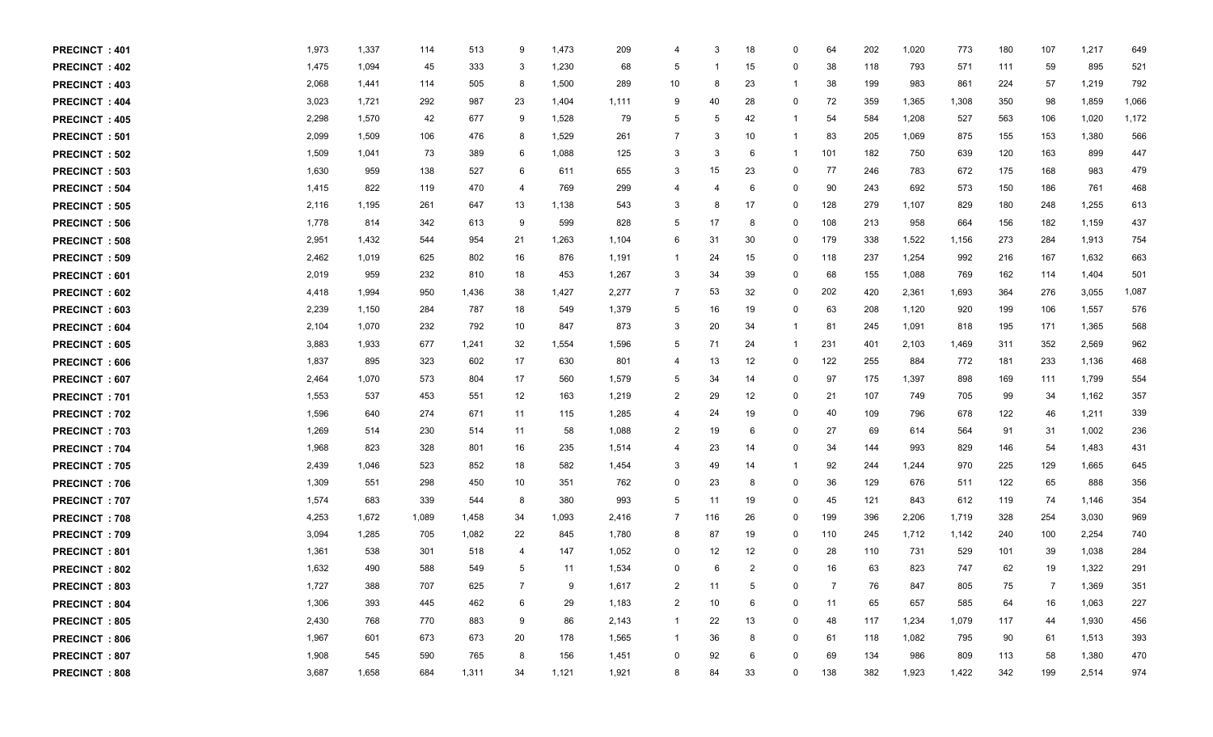| | | | | | | | | | | | | | | | | | | | |
|---|---|---|---|---|---|---|---|---|---|---|---|---|---|---|---|---|---|---|---|
| **PRECINCT : 401** | 1,973 | 1,337 | 114 | 513 | 9 | 1,473 | 209 | 4 | 3 | 18 | 0 | 64 | 202 | 1,020 | 773 | 180 | 107 | 1,217 | 649 |
| **PRECINCT : 402** | 1,475 | 1,094 | 45 | 333 | 3 | 1,230 | 68 | 5 | 1 | 15 | 0 | 38 | 118 | 793 | 571 | 111 | 59 | 895 | 521 |
| **PRECINCT : 403** | 2,068 | 1,441 | 114 | 505 | 8 | 1,500 | 289 | 10 | 8 | 23 | 1 | 38 | 199 | 983 | 861 | 224 | 57 | 1,219 | 792 |
| **PRECINCT : 404** | 3,023 | 1,721 | 292 | 987 | 23 | 1,404 | 1,111 | 9 | 40 | 28 | 0 | 72 | 359 | 1,365 | 1,308 | 350 | 98 | 1,859 | 1,066 |
| **PRECINCT : 405** | 2,298 | 1,570 | 42 | 677 | 9 | 1,528 | 79 | 5 | 5 | 42 | 1 | 54 | 584 | 1,208 | 527 | 563 | 106 | 1,020 | 1,172 |
| **PRECINCT : 501** | 2,099 | 1,509 | 106 | 476 | 8 | 1,529 | 261 | 7 | 3 | 10 | 1 | 83 | 205 | 1,069 | 875 | 155 | 153 | 1,380 | 566 |
| **PRECINCT : 502** | 1,509 | 1,041 | 73 | 389 | 6 | 1,088 | 125 | 3 | 3 | 6 | 1 | 101 | 182 | 750 | 639 | 120 | 163 | 899 | 447 |
| **PRECINCT : 503** | 1,630 | 959 | 138 | 527 | 6 | 611 | 655 | 3 | 15 | 23 | 0 | 77 | 246 | 783 | 672 | 175 | 168 | 983 | 479 |
| **PRECINCT : 504** | 1,415 | 822 | 119 | 470 | 4 | 769 | 299 | 4 | 4 | 6 | 0 | 90 | 243 | 692 | 573 | 150 | 186 | 761 | 468 |
| **PRECINCT : 505** | 2,116 | 1,195 | 261 | 647 | 13 | 1,138 | 543 | 3 | 8 | 17 | 0 | 128 | 279 | 1,107 | 829 | 180 | 248 | 1,255 | 613 |
| **PRECINCT : 506** | 1,778 | 814 | 342 | 613 | 9 | 599 | 828 | 5 | 17 | 8 | 0 | 108 | 213 | 958 | 664 | 156 | 182 | 1,159 | 437 |
| **PRECINCT : 508** | 2,951 | 1,432 | 544 | 954 | 21 | 1,263 | 1,104 | 6 | 31 | 30 | 0 | 179 | 338 | 1,522 | 1,156 | 273 | 284 | 1,913 | 754 |
| **PRECINCT : 509** | 2,462 | 1,019 | 625 | 802 | 16 | 876 | 1,191 | 1 | 24 | 15 | 0 | 118 | 237 | 1,254 | 992 | 216 | 167 | 1,632 | 663 |
| **PRECINCT : 601** | 2,019 | 959 | 232 | 810 | 18 | 453 | 1,267 | 3 | 34 | 39 | 0 | 68 | 155 | 1,088 | 769 | 162 | 114 | 1,404 | 501 |
| **PRECINCT : 602** | 4,418 | 1,994 | 950 | 1,436 | 38 | 1,427 | 2,277 | 7 | 53 | 32 | 0 | 202 | 420 | 2,361 | 1,693 | 364 | 276 | 3,055 | 1,087 |
| **PRECINCT : 603** | 2,239 | 1,150 | 284 | 787 | 18 | 549 | 1,379 | 5 | 16 | 19 | 0 | 63 | 208 | 1,120 | 920 | 199 | 106 | 1,557 | 576 |
| **PRECINCT : 604** | 2,104 | 1,070 | 232 | 792 | 10 | 847 | 873 | 3 | 20 | 34 | 1 | 81 | 245 | 1,091 | 818 | 195 | 171 | 1,365 | 568 |
| **PRECINCT : 605** | 3,883 | 1,933 | 677 | 1,241 | 32 | 1,554 | 1,596 | 5 | 71 | 24 | 1 | 231 | 401 | 2,103 | 1,469 | 311 | 352 | 2,569 | 962 |
| **PRECINCT : 606** | 1,837 | 895 | 323 | 602 | 17 | 630 | 801 | 4 | 13 | 12 | 0 | 122 | 255 | 884 | 772 | 181 | 233 | 1,136 | 468 |
| **PRECINCT : 607** | 2,464 | 1,070 | 573 | 804 | 17 | 560 | 1,579 | 5 | 34 | 14 | 0 | 97 | 175 | 1,397 | 898 | 169 | 111 | 1,799 | 554 |
| **PRECINCT : 701** | 1,553 | 537 | 453 | 551 | 12 | 163 | 1,219 | 2 | 29 | 12 | 0 | 21 | 107 | 749 | 705 | 99 | 34 | 1,162 | 357 |
| **PRECINCT : 702** | 1,596 | 640 | 274 | 671 | 11 | 115 | 1,285 | 4 | 24 | 19 | 0 | 40 | 109 | 796 | 678 | 122 | 46 | 1,211 | 339 |
| **PRECINCT : 703** | 1,269 | 514 | 230 | 514 | 11 | 58 | 1,088 | 2 | 19 | 6 | 0 | 27 | 69 | 614 | 564 | 91 | 31 | 1,002 | 236 |
| **PRECINCT : 704** | 1,968 | 823 | 328 | 801 | 16 | 235 | 1,514 | 4 | 23 | 14 | 0 | 34 | 144 | 993 | 829 | 146 | 54 | 1,483 | 431 |
| **PRECINCT : 705** | 2,439 | 1,046 | 523 | 852 | 18 | 582 | 1,454 | 3 | 49 | 14 | 1 | 92 | 244 | 1,244 | 970 | 225 | 129 | 1,665 | 645 |
| **PRECINCT : 706** | 1,309 | 551 | 298 | 450 | 10 | 351 | 762 | 0 | 23 | 8 | 0 | 36 | 129 | 676 | 511 | 122 | 65 | 888 | 356 |
| **PRECINCT : 707** | 1,574 | 683 | 339 | 544 | 8 | 380 | 993 | 5 | 11 | 19 | 0 | 45 | 121 | 843 | 612 | 119 | 74 | 1,146 | 354 |
| **PRECINCT : 708** | 4,253 | 1,672 | 1,089 | 1,458 | 34 | 1,093 | 2,416 | 7 | 116 | 26 | 0 | 199 | 396 | 2,206 | 1,719 | 328 | 254 | 3,030 | 969 |
| **PRECINCT : 709** | 3,094 | 1,285 | 705 | 1,082 | 22 | 845 | 1,780 | 8 | 87 | 19 | 0 | 110 | 245 | 1,712 | 1,142 | 240 | 100 | 2,254 | 740 |
| **PRECINCT : 801** | 1,361 | 538 | 301 | 518 | 4 | 147 | 1,052 | 0 | 12 | 12 | 0 | 28 | 110 | 731 | 529 | 101 | 39 | 1,038 | 284 |
| **PRECINCT : 802** | 1,632 | 490 | 588 | 549 | 5 | 11 | 1,534 | 0 | 6 | 2 | 0 | 16 | 63 | 823 | 747 | 62 | 19 | 1,322 | 291 |
| **PRECINCT : 803** | 1,727 | 388 | 707 | 625 | 7 | 9 | 1,617 | 2 | 11 | 5 | 0 | 7 | 76 | 847 | 805 | 75 | 7 | 1,369 | 351 |
| **PRECINCT : 804** | 1,306 | 393 | 445 | 462 | 6 | 29 | 1,183 | 2 | 10 | 6 | 0 | 11 | 65 | 657 | 585 | 64 | 16 | 1,063 | 227 |
| **PRECINCT : 805** | 2,430 | 768 | 770 | 883 | 9 | 86 | 2,143 | 1 | 22 | 13 | 0 | 48 | 117 | 1,234 | 1,079 | 117 | 44 | 1,930 | 456 |
| **PRECINCT : 806** | 1,967 | 601 | 673 | 673 | 20 | 178 | 1,565 | 1 | 36 | 8 | 0 | 61 | 118 | 1,082 | 795 | 90 | 61 | 1,513 | 393 |
| **PRECINCT : 807** | 1,908 | 545 | 590 | 765 | 8 | 156 | 1,451 | 0 | 92 | 6 | 0 | 69 | 134 | 986 | 809 | 113 | 58 | 1,380 | 470 |
| **PRECINCT : 808** | 3,687 | 1,658 | 684 | 1,311 | 34 | 1,121 | 1,921 | 8 | 84 | 33 | 0 | 138 | 382 | 1,923 | 1,422 | 342 | 199 | 2,514 | 974 |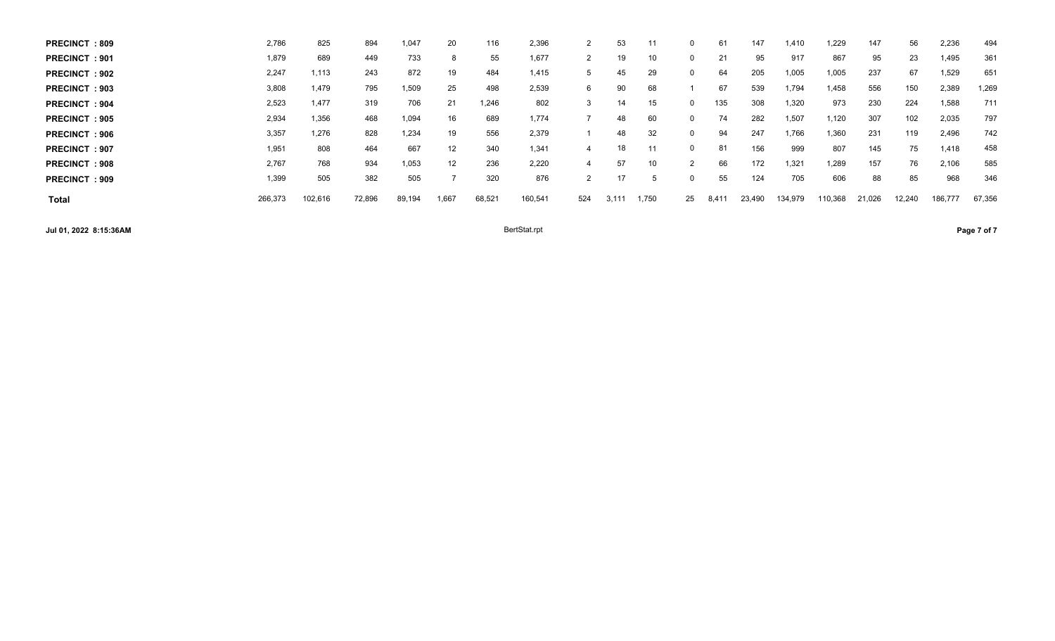| | | | | | | | | | | | | | | | | | | | | |
|---|---|---|---|---|---|---|---|---|---|---|---|---|---|---|---|---|---|---|---|---|
| **PRECINCT : 809** | 2,786 | 825 | 894 | 1,047 | 20 | 116 | 2,396 | 2 | 53 | 11 | 0 | 61 | 147 | 1,410 | 1,229 | 147 | 56 | 2,236 | 494 |
| **PRECINCT : 901** | 1,879 | 689 | 449 | 733 | 8 | 55 | 1,677 | 2 | 19 | 10 | 0 | 21 | 95 | 917 | 867 | 95 | 23 | 1,495 | 361 |
| **PRECINCT : 902** | 2,247 | 1,113 | 243 | 872 | 19 | 484 | 1,415 | 5 | 45 | 29 | 0 | 64 | 205 | 1,005 | 1,005 | 237 | 67 | 1,529 | 651 |
| **PRECINCT : 903** | 3,808 | 1,479 | 795 | 1,509 | 25 | 498 | 2,539 | 6 | 90 | 68 | 1 | 67 | 539 | 1,794 | 1,458 | 556 | 150 | 2,389 | 1,269 |
| **PRECINCT : 904** | 2,523 | 1,477 | 319 | 706 | 21 | 1,246 | 802 | 3 | 14 | 15 | 0 | 135 | 308 | 1,320 | 973 | 230 | 224 | 1,588 | 711 |
| **PRECINCT : 905** | 2,934 | 1,356 | 468 | 1,094 | 16 | 689 | 1,774 | 7 | 48 | 60 | 0 | 74 | 282 | 1,507 | 1,120 | 307 | 102 | 2,035 | 797 |
| **PRECINCT : 906** | 3,357 | 1,276 | 828 | 1,234 | 19 | 556 | 2,379 | 1 | 48 | 32 | 0 | 94 | 247 | 1,766 | 1,360 | 231 | 119 | 2,496 | 742 |
| **PRECINCT : 907** | 1,951 | 808 | 464 | 667 | 12 | 340 | 1,341 | 4 | 18 | 11 | 0 | 81 | 156 | 999 | 807 | 145 | 75 | 1,418 | 458 |
| **PRECINCT : 908** | 2,767 | 768 | 934 | 1,053 | 12 | 236 | 2,220 | 4 | 57 | 10 | 2 | 66 | 172 | 1,321 | 1,289 | 157 | 76 | 2,106 | 585 |
| **PRECINCT : 909** | 1,399 | 505 | 382 | 505 | 7 | 320 | 876 | 2 | 17 | 5 | 0 | 55 | 124 | 705 | 606 | 88 | 85 | 968 | 346 |
| **Total** | 266,373 | 102,616 | 72,896 | 89,194 | 1,667 | 68,521 | 160,541 | 524 | 3,111 | 1,750 | 25 | 8,411 | 23,490 | 134,979 | 110,368 | 21,026 | 12,240 | 186,777 | 67,356 |

**Jul 01, 2022 8:15:36AM** BertStat.rpt